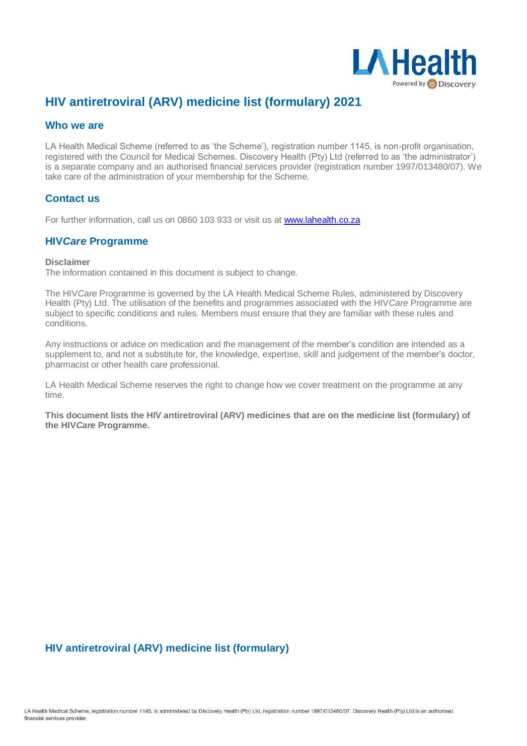# HIV antiretroviral (ARV) medicine list (formulary) 2021

## Who we are

LA Health Medical Scheme (referred to as 'the Scheme'), registration number 1145, is non-profit organisation, registered with the Council for Medical Schemes. Discovery Health (Pty) Ltd (referred to as 'the administrator') is a separate company and an authorised financial services provider (registration number 1997/013480/07). We take care of the administration of your membership for the Scheme.

## Contact us

For further information, call us on 0860 103 933 or visit us at [www.lahealth.co.za](http://www.lahealth.co.za)

## HIV*Care* Programme

**Disclaimer**
The information contained in this document is subject to change.

The HIV*Care* Programme is governed by the LA Health Medical Scheme Rules, administered by Discovery Health (Pty) Ltd. The utilisation of the benefits and programmes associated with the HIV*Care* Programme are subject to specific conditions and rules. Members must ensure that they are familiar with these rules and conditions.

Any instructions or advice on medication and the management of the member's condition are intended as a supplement to, and not a substitute for, the knowledge, expertise, skill and judgement of the member's doctor, pharmacist or other health care professional.

LA Health Medical Scheme reserves the right to change how we cover treatment on the programme at any time.

**This document lists the HIV antiretroviral (ARV) medicines that are on the medicine list (formulary) of the HIV*Care* Programme.**

## HIV antiretroviral (ARV) medicine list (formulary)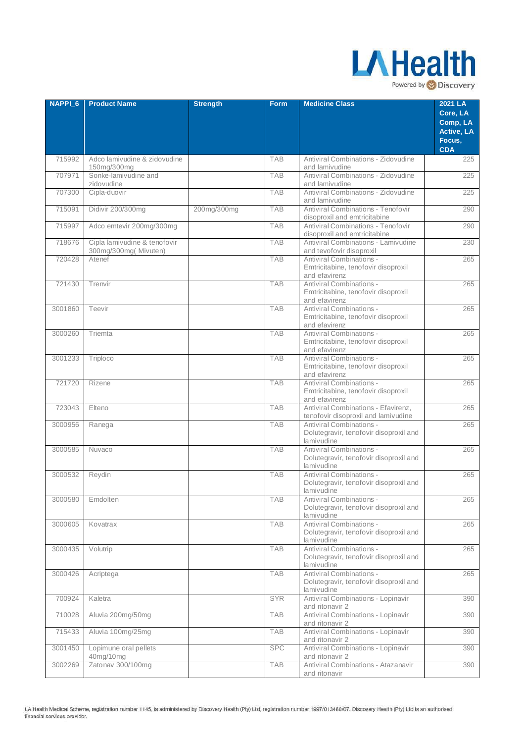| NAPPI_6 | Product Name | Strength | Form | Medicine Class | 2021 LA Core, LA Comp, LA Active, LA Focus, CDA |
|---|---|---|---|---|---|
| 715992 | Adco lamivudine & zidovudine 150mg/300mg | | TAB | Antiviral Combinations - Zidovudine and lamivudine | 225 |
| 707971 | Sonke-lamivudine and zidovudine | | TAB | Antiviral Combinations - Zidovudine and lamivudine | 225 |
| 707300 | Cipla-duovir | | TAB | Antiviral Combinations - Zidovudine and lamivudine | 225 |
| 715091 | Didivir 200/300mg | 200mg/300mg | TAB | Antiviral Combinations - Tenofovir disoproxil and emtricitabine | 290 |
| 715997 | Adco emtevir 200mg/300mg | | TAB | Antiviral Combinations - Tenofovir disoproxil and emtricitabine | 290 |
| 718676 | Cipla lamivudine & tenofovir 300mg/300mg( Mivuten) | | TAB | Antiviral Combinations - Lamivudine and tevofovir disoproxil | 230 |
| 720428 | Atenef | | TAB | Antiviral Combinations - Emtricitabine, tenofovir disoproxil and efavirenz | 265 |
| 721430 | Trenvir | | TAB | Antiviral Combinations - Emtricitabine, tenofovir disoproxil and efavirenz | 265 |
| 3001860 | Teevir | | TAB | Antiviral Combinations - Emtricitabine, tenofovir disoproxil and efavirenz | 265 |
| 3000260 | Triemta | | TAB | Antiviral Combinations - Emtricitabine, tenofovir disoproxil and efavirenz | 265 |
| 3001233 | Triploco | | TAB | Antiviral Combinations - Emtricitabine, tenofovir disoproxil and efavirenz | 265 |
| 721720 | Rizene | | TAB | Antiviral Combinations - Emtricitabine, tenofovir disoproxil and efavirenz | 265 |
| 723043 | Elteno | | TAB | Antiviral Combinations - Efavirenz, tenofovir disoproxil and lamivudine | 265 |
| 3000956 | Ranega | | TAB | Antiviral Combinations - Dolutegravir, tenofovir disoproxil and lamivudine | 265 |
| 3000585 | Nuvaco | | TAB | Antiviral Combinations - Dolutegravir, tenofovir disoproxil and lamivudine | 265 |
| 3000532 | Reydin | | TAB | Antiviral Combinations - Dolutegravir, tenofovir disoproxil and lamivudine | 265 |
| 3000580 | Emdolten | | TAB | Antiviral Combinations - Dolutegravir, tenofovir disoproxil and lamivudine | 265 |
| 3000605 | Kovatrax | | TAB | Antiviral Combinations - Dolutegravir, tenofovir disoproxil and lamivudine | 265 |
| 3000435 | Volutrip | | TAB | Antiviral Combinations - Dolutegravir, tenofovir disoproxil and lamivudine | 265 |
| 3000426 | Acriptega | | TAB | Antiviral Combinations - Dolutegravir, tenofovir disoproxil and lamivudine | 265 |
| 700924 | Kaletra | | SYR | Antiviral Combinations - Lopinavir and ritonavir 2 | 390 |
| 710028 | Aluvia 200mg/50mg | | TAB | Antiviral Combinations - Lopinavir and ritonavir 2 | 390 |
| 715433 | Aluvia 100mg/25mg | | TAB | Antiviral Combinations - Lopinavir and ritonavir 2 | 390 |
| 3001450 | Lopimune oral pellets 40mg/10mg | | SPC | Antiviral Combinations - Lopinavir and ritonavir 2 | 390 |
| 3002269 | Zatonav 300/100mg | | TAB | Antiviral Combinations - Atazanavir and ritonavir | 390 |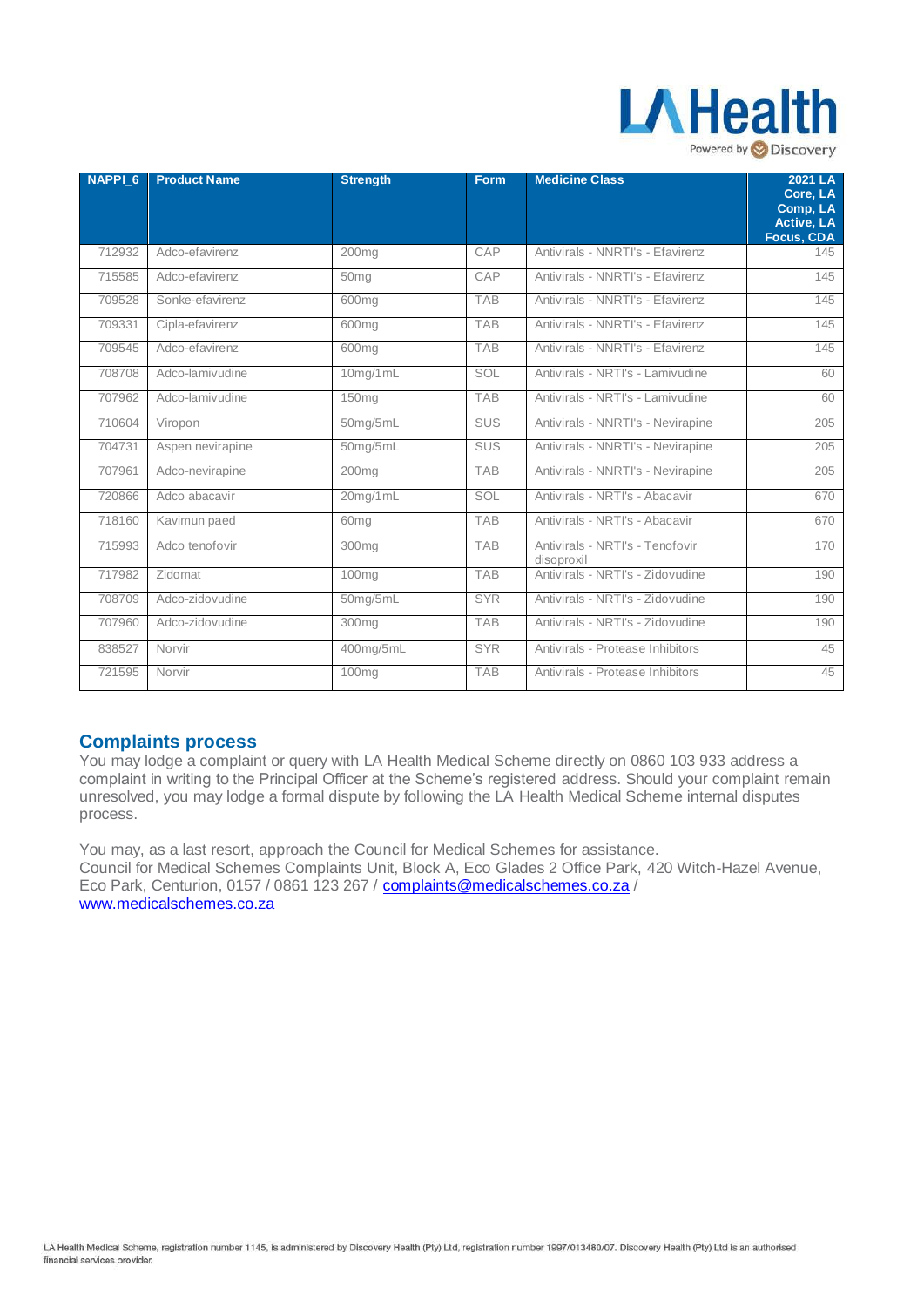| NAPPI_6 | Product Name | Strength | Form | Medicine Class | 2021 LA Core, LA Comp, LA Active, LA Focus, CDA |
|---|---|---|---|---|---|
| 712932 | Adco-efavirenz | 200mg | CAP | Antivirals - NNRTI's - Efavirenz | 145 |
| 715585 | Adco-efavirenz | 50mg | CAP | Antivirals - NNRTI's - Efavirenz | 145 |
| 709528 | Sonke-efavirenz | 600mg | TAB | Antivirals - NNRTI's - Efavirenz | 145 |
| 709331 | Cipla-efavirenz | 600mg | TAB | Antivirals - NNRTI's - Efavirenz | 145 |
| 709545 | Adco-efavirenz | 600mg | TAB | Antivirals - NNRTI's - Efavirenz | 145 |
| 708708 | Adco-lamivudine | 10mg/1mL | SOL | Antivirals - NRTI's - Lamivudine | 60 |
| 707962 | Adco-lamivudine | 150mg | TAB | Antivirals - NRTI's - Lamivudine | 60 |
| 710604 | Viropon | 50mg/5mL | SUS | Antivirals - NNRTI's - Nevirapine | 205 |
| 704731 | Aspen nevirapine | 50mg/5mL | SUS | Antivirals - NNRTI's - Nevirapine | 205 |
| 707961 | Adco-nevirapine | 200mg | TAB | Antivirals - NNRTI's - Nevirapine | 205 |
| 720866 | Adco abacavir | 20mg/1mL | SOL | Antivirals - NRTI's - Abacavir | 670 |
| 718160 | Kavimun paed | 60mg | TAB | Antivirals - NRTI's - Abacavir | 670 |
| 715993 | Adco tenofovir | 300mg | TAB | Antivirals - NRTI's - Tenofovir disoproxil | 170 |
| 717982 | Zidomat | 100mg | TAB | Antivirals - NRTI's - Zidovudine | 190 |
| 708709 | Adco-zidovudine | 50mg/5mL | SYR | Antivirals - NRTI's - Zidovudine | 190 |
| 707960 | Adco-zidovudine | 300mg | TAB | Antivirals - NRTI's - Zidovudine | 190 |
| 838527 | Norvir | 400mg/5mL | SYR | Antivirals - Protease Inhibitors | 45 |
| 721595 | Norvir | 100mg | TAB | Antivirals - Protease Inhibitors | 45 |

## Complaints process

You may lodge a complaint or query with LA Health Medical Scheme directly on 0860 103 933 address a complaint in writing to the Principal Officer at the Scheme's registered address. Should your complaint remain unresolved, you may lodge a formal dispute by following the LA Health Medical Scheme internal disputes process.

You may, as a last resort, approach the Council for Medical Schemes for assistance.
Council for Medical Schemes Complaints Unit, Block A, Eco Glades 2 Office Park, 420 Witch-Hazel Avenue, Eco Park, Centurion, 0157 / 0861 123 267 / [complaints@medicalschemes.co.za](mailto:complaints@medicalschemes.co.za) / [www.medicalschemes.co.za](http://www.medicalschemes.co.za)

LA Health Medical Scheme, registration number 1145, is administered by Discovery Health (Pty) Ltd, registration number 1997/013480/07. Discovery Health (Pty) Ltd is an authorised financial services provider.